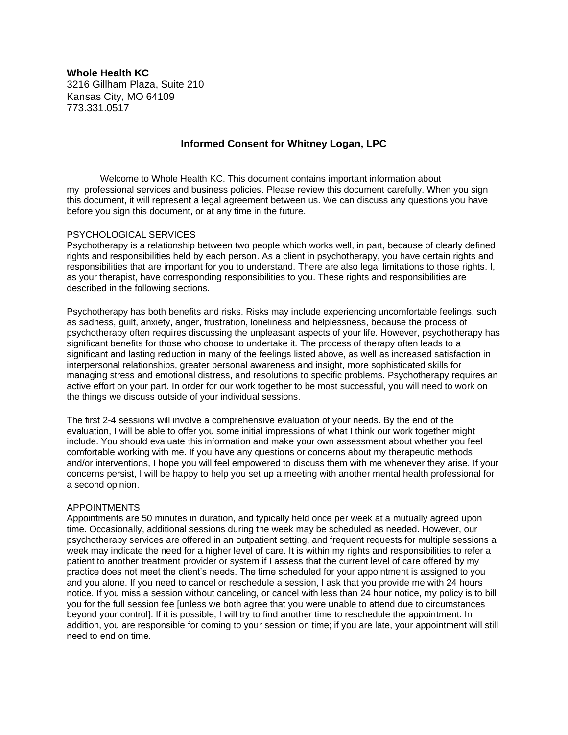**Whole Health KC**
3216 Gillham Plaza, Suite 210
Kansas City, MO 64109
773.331.0517

## Informed Consent for Whitney Logan, LPC

Welcome to Whole Health KC. This document contains important information about my professional services and business policies. Please review this document carefully. When you sign this document, it will represent a legal agreement between us. We can discuss any questions you have before you sign this document, or at any time in the future.

### PSYCHOLOGICAL SERVICES

Psychotherapy is a relationship between two people which works well, in part, because of clearly defined rights and responsibilities held by each person. As a client in psychotherapy, you have certain rights and responsibilities that are important for you to understand. There are also legal limitations to those rights. I, as your therapist, have corresponding responsibilities to you. These rights and responsibilities are described in the following sections.

Psychotherapy has both benefits and risks. Risks may include experiencing uncomfortable feelings, such as sadness, guilt, anxiety, anger, frustration, loneliness and helplessness, because the process of psychotherapy often requires discussing the unpleasant aspects of your life. However, psychotherapy has significant benefits for those who choose to undertake it. The process of therapy often leads to a significant and lasting reduction in many of the feelings listed above, as well as increased satisfaction in interpersonal relationships, greater personal awareness and insight, more sophisticated skills for managing stress and emotional distress, and resolutions to specific problems. Psychotherapy requires an active effort on your part. In order for our work together to be most successful, you will need to work on the things we discuss outside of your individual sessions.

The first 2-4 sessions will involve a comprehensive evaluation of your needs. By the end of the evaluation, I will be able to offer you some initial impressions of what I think our work together might include. You should evaluate this information and make your own assessment about whether you feel comfortable working with me. If you have any questions or concerns about my therapeutic methods and/or interventions, I hope you will feel empowered to discuss them with me whenever they arise. If your concerns persist, I will be happy to help you set up a meeting with another mental health professional for a second opinion.

### APPOINTMENTS

Appointments are 50 minutes in duration, and typically held once per week at a mutually agreed upon time. Occasionally, additional sessions during the week may be scheduled as needed. However, our psychotherapy services are offered in an outpatient setting, and frequent requests for multiple sessions a week may indicate the need for a higher level of care. It is within my rights and responsibilities to refer a patient to another treatment provider or system if I assess that the current level of care offered by my practice does not meet the client's needs. The time scheduled for your appointment is assigned to you and you alone. If you need to cancel or reschedule a session, I ask that you provide me with 24 hours notice. If you miss a session without canceling, or cancel with less than 24 hour notice, my policy is to bill you for the full session fee [unless we both agree that you were unable to attend due to circumstances beyond your control]. If it is possible, I will try to find another time to reschedule the appointment. In addition, you are responsible for coming to your session on time; if you are late, your appointment will still need to end on time.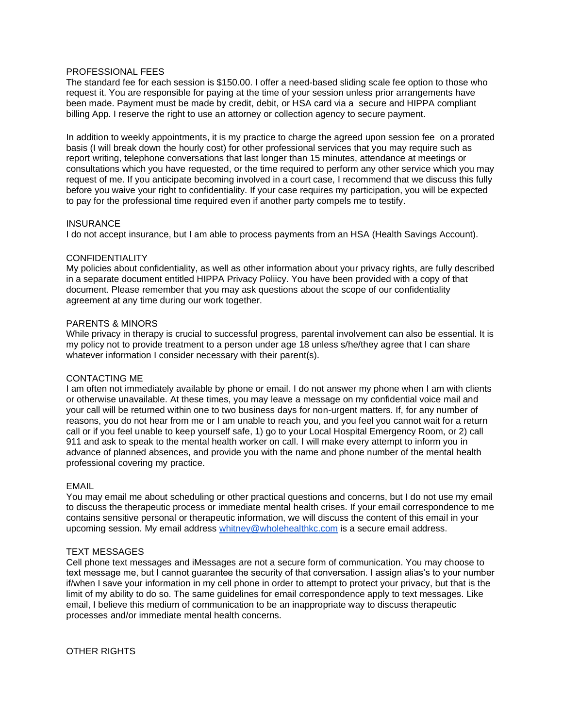## PROFESSIONAL FEES

The standard fee for each session is $150.00. I offer a need-based sliding scale fee option to those who request it. You are responsible for paying at the time of your session unless prior arrangements have been made. Payment must be made by credit, debit, or HSA card via a secure and HIPPA compliant billing App. I reserve the right to use an attorney or collection agency to secure payment.

In addition to weekly appointments, it is my practice to charge the agreed upon session fee on a prorated basis (I will break down the hourly cost) for other professional services that you may require such as report writing, telephone conversations that last longer than 15 minutes, attendance at meetings or consultations which you have requested, or the time required to perform any other service which you may request of me. If you anticipate becoming involved in a court case, I recommend that we discuss this fully before you waive your right to confidentiality. If your case requires my participation, you will be expected to pay for the professional time required even if another party compels me to testify.

## INSURANCE

I do not accept insurance, but I am able to process payments from an HSA (Health Savings Account).

## CONFIDENTIALITY

My policies about confidentiality, as well as other information about your privacy rights, are fully described in a separate document entitled HIPPA Privacy Poliicy. You have been provided with a copy of that document. Please remember that you may ask questions about the scope of our confidentiality agreement at any time during our work together.

## PARENTS & MINORS

While privacy in therapy is crucial to successful progress, parental involvement can also be essential. It is my policy not to provide treatment to a person under age 18 unless s/he/they agree that I can share whatever information I consider necessary with their parent(s).

## CONTACTING ME

I am often not immediately available by phone or email. I do not answer my phone when I am with clients or otherwise unavailable. At these times, you may leave a message on my confidential voice mail and your call will be returned within one to two business days for non-urgent matters. If, for any number of reasons, you do not hear from me or I am unable to reach you, and you feel you cannot wait for a return call or if you feel unable to keep yourself safe, 1) go to your Local Hospital Emergency Room, or 2) call 911 and ask to speak to the mental health worker on call. I will make every attempt to inform you in advance of planned absences, and provide you with the name and phone number of the mental health professional covering my practice.

## EMAIL

You may email me about scheduling or other practical questions and concerns, but I do not use my email to discuss the therapeutic process or immediate mental health crises. If your email correspondence to me contains sensitive personal or therapeutic information, we will discuss the content of this email in your upcoming session. My email address [whitney@wholehealthkc.com](mailto:whitney@wholehealthkc.com) is a secure email address.

## TEXT MESSAGES

Cell phone text messages and iMessages are not a secure form of communication. You may choose to text message me, but I cannot guarantee the security of that conversation. I assign alias's to your number if/when I save your information in my cell phone in order to attempt to protect your privacy, but that is the limit of my ability to do so. The same guidelines for email correspondence apply to text messages. Like email, I believe this medium of communication to be an inappropriate way to discuss therapeutic processes and/or immediate mental health concerns.

## OTHER RIGHTS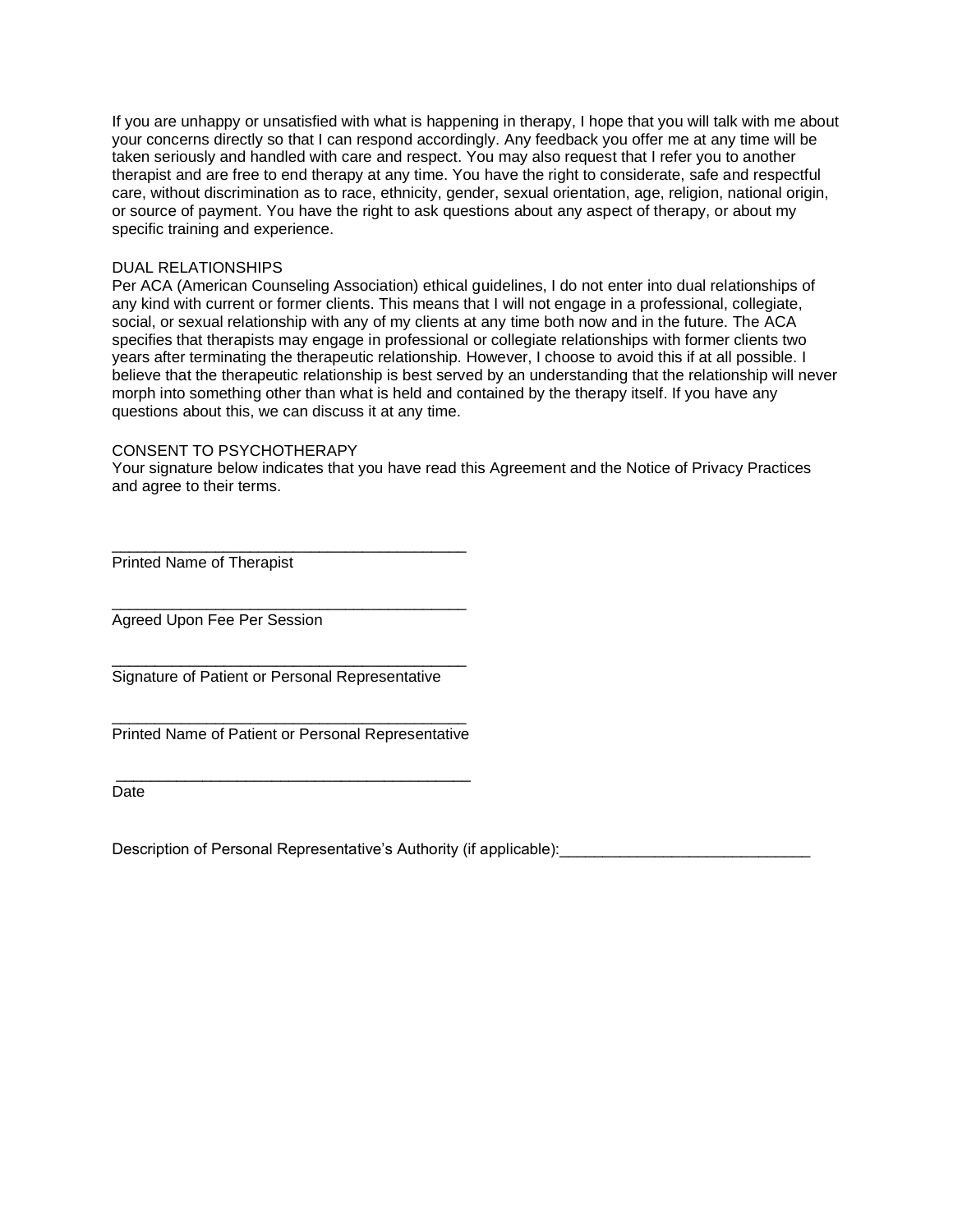If you are unhappy or unsatisfied with what is happening in therapy, I hope that you will talk with me about your concerns directly so that I can respond accordingly. Any feedback you offer me at any time will be taken seriously and handled with care and respect. You may also request that I refer you to another therapist and are free to end therapy at any time. You have the right to considerate, safe and respectful care, without discrimination as to race, ethnicity, gender, sexual orientation, age, religion, national origin, or source of payment. You have the right to ask questions about any aspect of therapy, or about my specific training and experience.

DUAL RELATIONSHIPS

Per ACA (American Counseling Association) ethical guidelines, I do not enter into dual relationships of any kind with current or former clients. This means that I will not engage in a professional, collegiate, social, or sexual relationship with any of my clients at any time both now and in the future. The ACA specifies that therapists may engage in professional or collegiate relationships with former clients two years after terminating the therapeutic relationship. However, I choose to avoid this if at all possible. I believe that the therapeutic relationship is best served by an understanding that the relationship will never morph into something other than what is held and contained by the therapy itself. If you have any questions about this, we can discuss it at any time.

CONSENT TO PSYCHOTHERAPY

Your signature below indicates that you have read this Agreement and the Notice of Privacy Practices and agree to their terms.

\_\_\_\_\_\_\_\_\_\_\_\_\_\_\_\_\_\_\_\_\_\_\_\_\_\_\_\_\_\_\_\_\_\_\_\_\_\_\_\_\_\_

Printed Name of Therapist

\_\_\_\_\_\_\_\_\_\_\_\_\_\_\_\_\_\_\_\_\_\_\_\_\_\_\_\_\_\_\_\_\_\_\_\_\_\_\_\_\_\_

Agreed Upon Fee Per Session

\_\_\_\_\_\_\_\_\_\_\_\_\_\_\_\_\_\_\_\_\_\_\_\_\_\_\_\_\_\_\_\_\_\_\_\_\_\_\_\_\_\_

Signature of Patient or Personal Representative

\_\_\_\_\_\_\_\_\_\_\_\_\_\_\_\_\_\_\_\_\_\_\_\_\_\_\_\_\_\_\_\_\_\_\_\_\_\_\_\_\_\_

Printed Name of Patient or Personal Representative

\_\_\_\_\_\_\_\_\_\_\_\_\_\_\_\_\_\_\_\_\_\_\_\_\_\_\_\_\_\_\_\_\_\_\_\_\_\_\_\_\_\_

Date

Description of Personal Representative's Authority (if applicable):\_\_\_\_\_\_\_\_\_\_\_\_\_\_\_\_\_\_\_\_\_\_\_\_\_\_\_\_\_\_